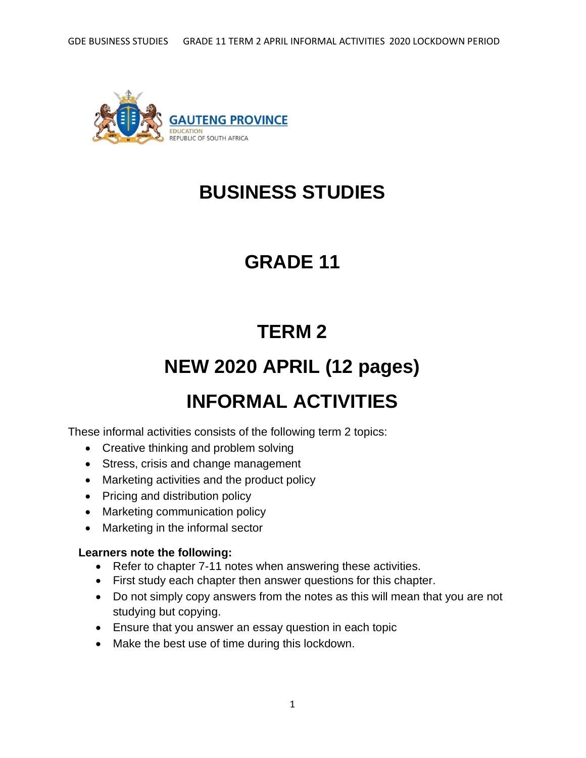GAUTENG PROVINCE
EDUCATION
REPUBLIC OF SOUTH AFRICA

# BUSINESS STUDIES

# GRADE 11

# TERM 2

# NEW 2020 APRIL (12 pages)

# INFORMAL ACTIVITIES

These informal activities consists of the following term 2 topics:

- Creative thinking and problem solving
- Stress, crisis and change management
- Marketing activities and the product policy
- Pricing and distribution policy
- Marketing communication policy
- Marketing in the informal sector

**Learners note the following:**

- Refer to chapter 7-11 notes when answering these activities.
- First study each chapter then answer questions for this chapter.
- Do not simply copy answers from the notes as this will mean that you are not studying but copying.
- Ensure that you answer an essay question in each topic
- Make the best use of time during this lockdown.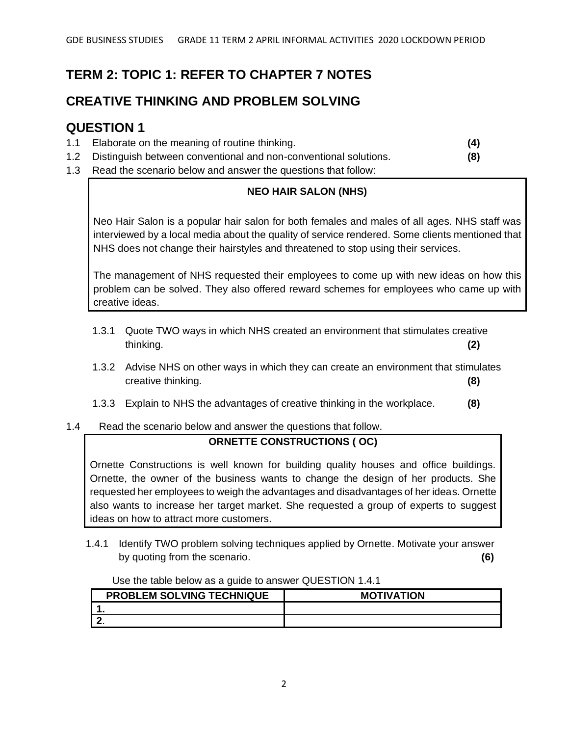## TERM 2: TOPIC 1: REFER TO CHAPTER 7 NOTES

## CREATIVE THINKING AND PROBLEM SOLVING

## QUESTION 1

1.1 Elaborate on the meaning of routine thinking. **(4)**

1.2 Distinguish between conventional and non-conventional solutions. **(8)**

1.3 Read the scenario below and answer the questions that follow:

**NEO HAIR SALON (NHS)**

Neo Hair Salon is a popular hair salon for both females and males of all ages. NHS staff was interviewed by a local media about the quality of service rendered. Some clients mentioned that NHS does not change their hairstyles and threatened to stop using their services.

The management of NHS requested their employees to come up with new ideas on how this problem can be solved. They also offered reward schemes for employees who came up with creative ideas.

1.3.1 Quote TWO ways in which NHS created an environment that stimulates creative thinking. **(2)**

1.3.2 Advise NHS on other ways in which they can create an environment that stimulates creative thinking. **(8)**

1.3.3 Explain to NHS the advantages of creative thinking in the workplace. **(8)**

1.4 Read the scenario below and answer the questions that follow.

**ORNETTE CONSTRUCTIONS ( OC)**

Ornette Constructions is well known for building quality houses and office buildings. Ornette, the owner of the business wants to change the design of her products. She requested her employees to weigh the advantages and disadvantages of her ideas. Ornette also wants to increase her target market. She requested a group of experts to suggest ideas on how to attract more customers.

1.4.1 Identify TWO problem solving techniques applied by Ornette. Motivate your answer by quoting from the scenario. **(6)**

Use the table below as a guide to answer QUESTION 1.4.1

| PROBLEM SOLVING TECHNIQUE | MOTIVATION |
|---|---|
| 1. | |
| 2. | |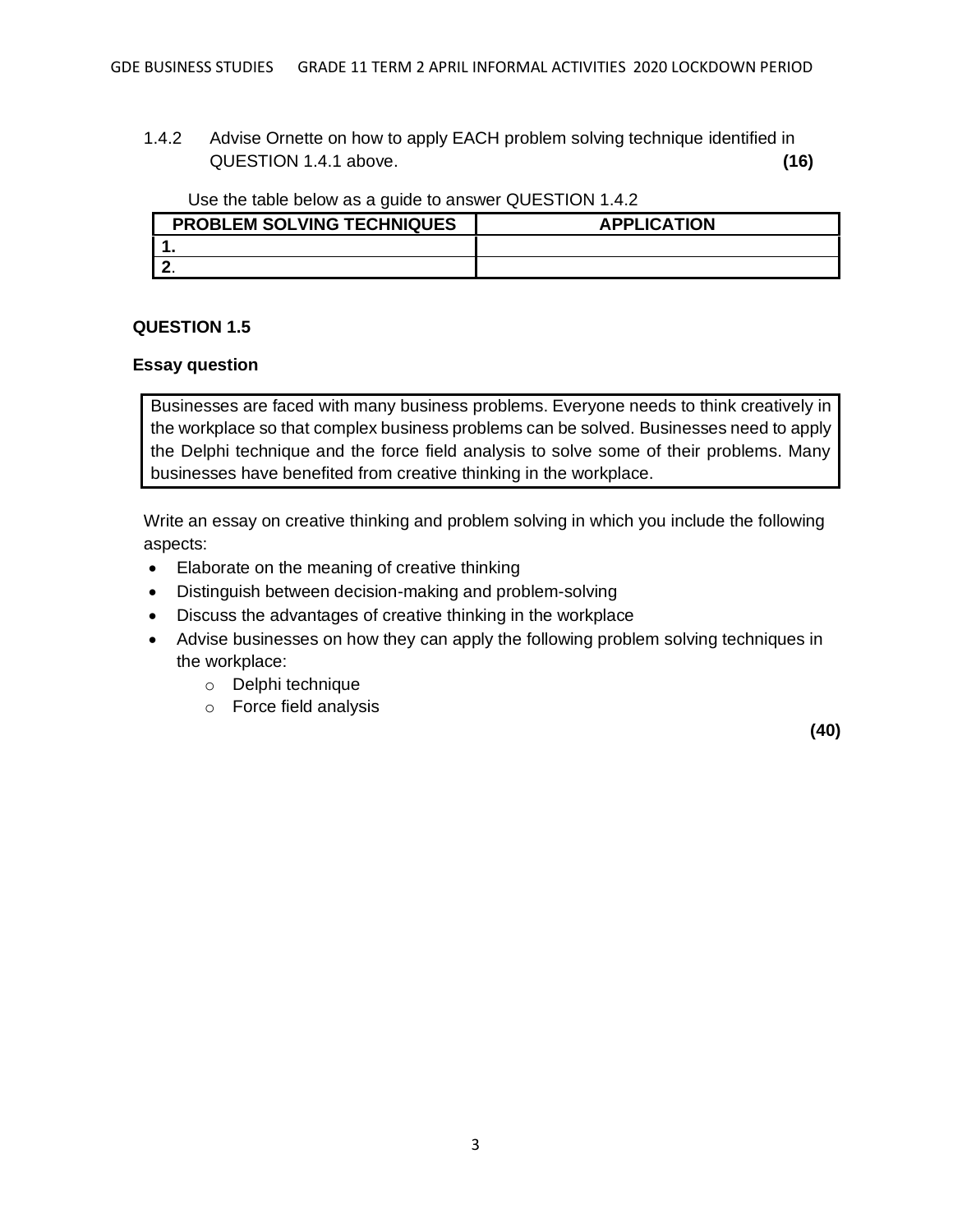1.4.2 Advise Ornette on how to apply EACH problem solving technique identified in QUESTION 1.4.1 above. **(16)**

Use the table below as a guide to answer QUESTION 1.4.2

| PROBLEM SOLVING TECHNIQUES | APPLICATION |
|---|---|
| 1. | |
| 2. | |

### QUESTION 1.5

**Essay question**

Businesses are faced with many business problems. Everyone needs to think creatively in the workplace so that complex business problems can be solved. Businesses need to apply the Delphi technique and the force field analysis to solve some of their problems. Many businesses have benefited from creative thinking in the workplace.

Write an essay on creative thinking and problem solving in which you include the following aspects:

- Elaborate on the meaning of creative thinking
- Distinguish between decision-making and problem-solving
- Discuss the advantages of creative thinking in the workplace
- Advise businesses on how they can apply the following problem solving techniques in the workplace:
    - Delphi technique
    - Force field analysis

**(40)**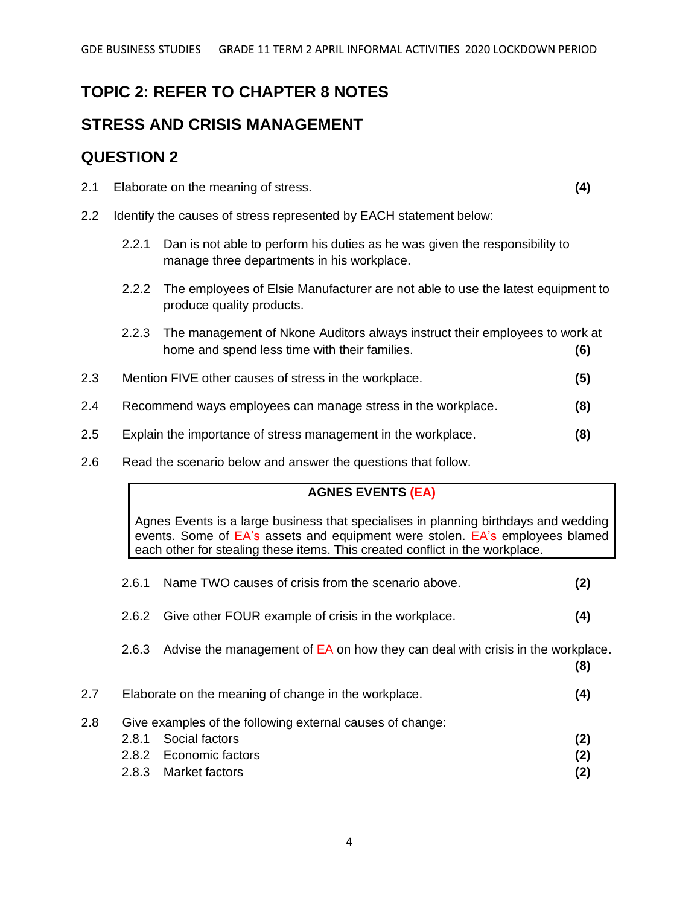## TOPIC 2: REFER TO CHAPTER 8 NOTES

## STRESS AND CRISIS MANAGEMENT

## QUESTION 2

2.1 Elaborate on the meaning of stress. **(4)**

2.2 Identify the causes of stress represented by EACH statement below:

2.2.1 Dan is not able to perform his duties as he was given the responsibility to manage three departments in his workplace.

2.2.2 The employees of Elsie Manufacturer are not able to use the latest equipment to produce quality products.

2.2.3 The management of Nkone Auditors always instruct their employees to work at home and spend less time with their families. **(6)**

2.3 Mention FIVE other causes of stress in the workplace. **(5)**

2.4 Recommend ways employees can manage stress in the workplace. **(8)**

2.5 Explain the importance of stress management in the workplace. **(8)**

2.6 Read the scenario below and answer the questions that follow.

| **AGNES EVENTS (EA)** |
| --- |
| Agnes Events is a large business that specialises in planning birthdays and wedding events. Some of EA's assets and equipment were stolen. EA's employees blamed each other for stealing these items. This created conflict in the workplace. |

2.6.1 Name TWO causes of crisis from the scenario above. **(2)**

2.6.2 Give other FOUR example of crisis in the workplace. **(4)**

2.6.3 Advise the management of EA on how they can deal with crisis in the workplace. **(8)**

2.7 Elaborate on the meaning of change in the workplace. **(4)**

2.8 Give examples of the following external causes of change:

2.8.1 Social factors **(2)**

2.8.2 Economic factors **(2)**

2.8.3 Market factors **(2)**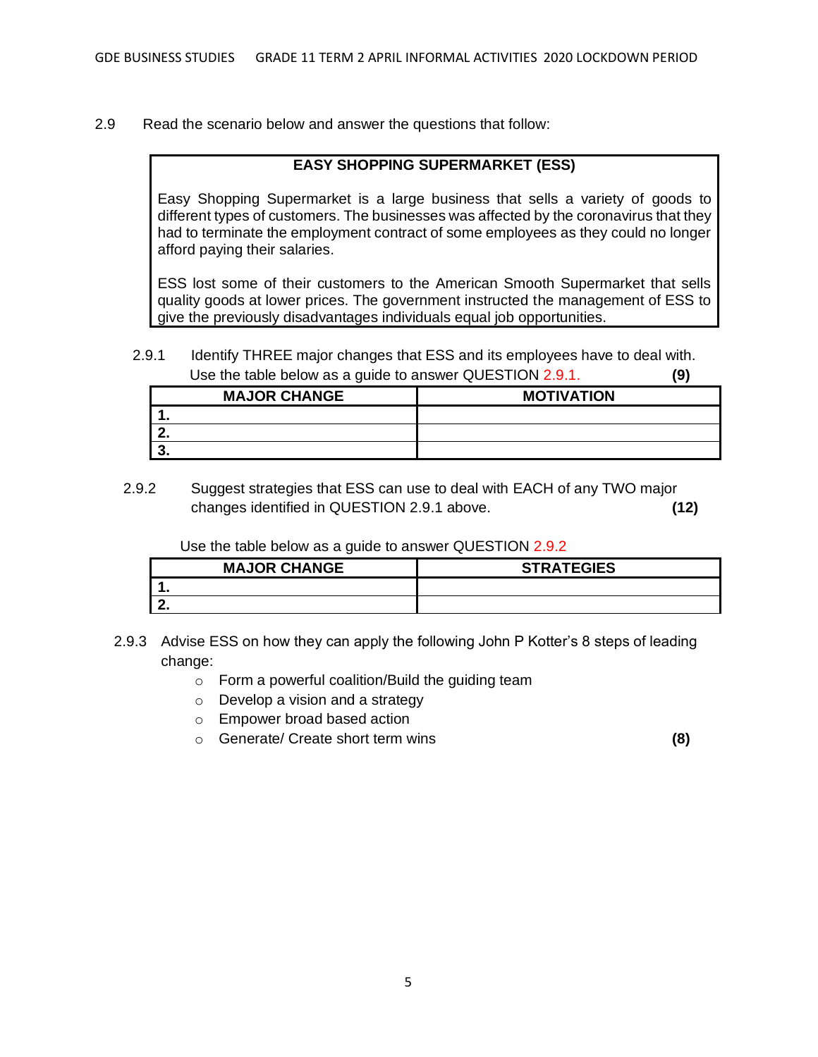2.9 Read the scenario below and answer the questions that follow:

| EASY SHOPPING SUPERMARKET (ESS) |
|---|
| Easy Shopping Supermarket is a large business that sells a variety of goods to different types of customers. The businesses was affected by the coronavirus that they had to terminate the employment contract of some employees as they could no longer afford paying their salaries.<br><br>ESS lost some of their customers to the American Smooth Supermarket that sells quality goods at lower prices. The government instructed the management of ESS to give the previously disadvantages individuals equal job opportunities. |

2.9.1 Identify THREE major changes that ESS and its employees have to deal with. Use the table below as a guide to answer QUESTION 2.9.1. **(9)**

| MAJOR CHANGE | MOTIVATION |
|---|---|
| **1.** | |
| **2.** | |
| **3.** | |

2.9.2 Suggest strategies that ESS can use to deal with EACH of any TWO major changes identified in QUESTION 2.9.1 above. **(12)**

Use the table below as a guide to answer QUESTION 2.9.2

| MAJOR CHANGE | STRATEGIES |
|---|---|
| **1.** | |
| **2.** | |

2.9.3 Advise ESS on how they can apply the following John P Kotter's 8 steps of leading change:

- Form a powerful coalition/Build the guiding team
- Develop a vision and a strategy
- Empower broad based action
- Generate/ Create short term wins **(8)**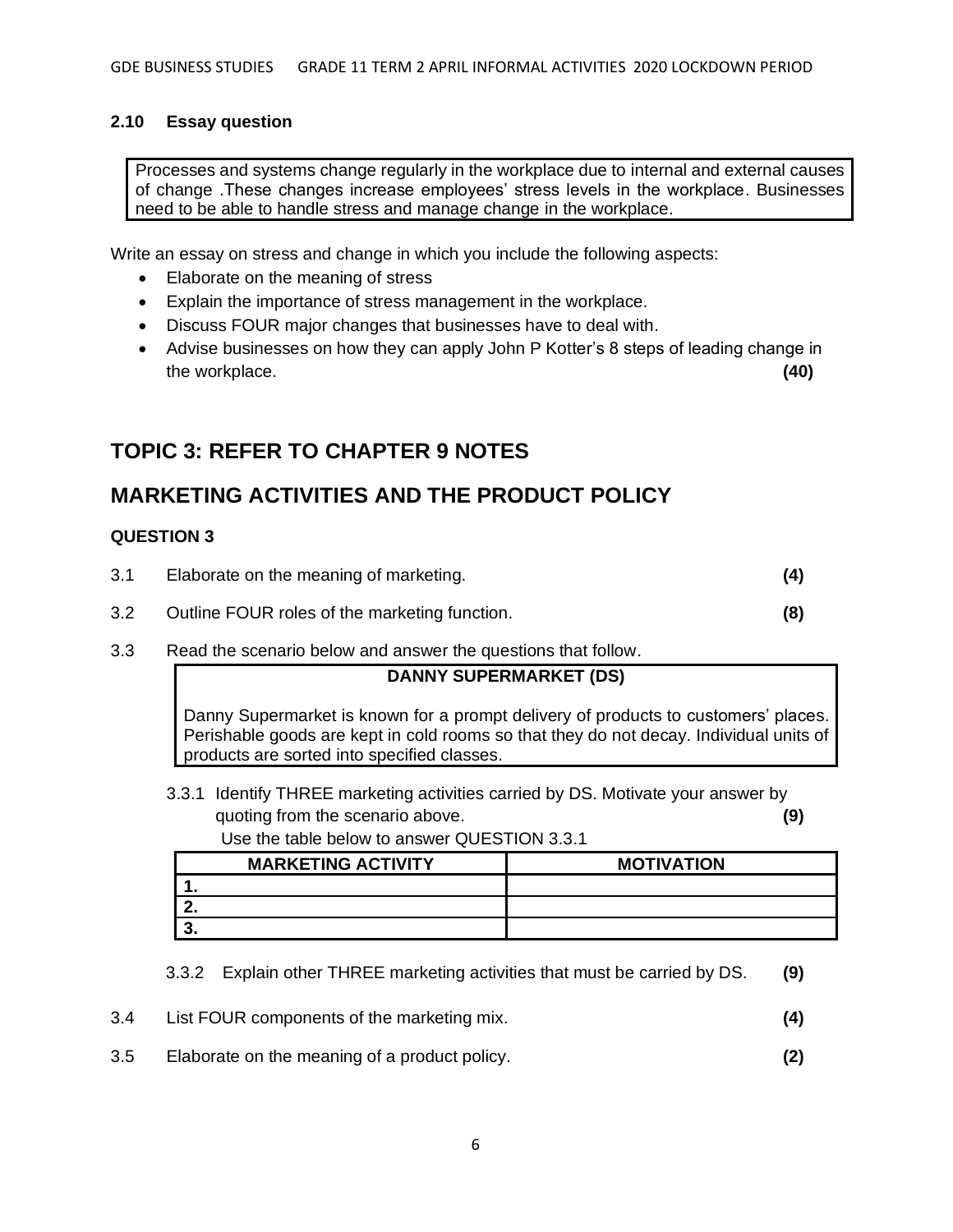### 2.10 Essay question

> Processes and systems change regularly in the workplace due to internal and external causes of change .These changes increase employees' stress levels in the workplace. Businesses need to be able to handle stress and manage change in the workplace.

Write an essay on stress and change in which you include the following aspects:

- Elaborate on the meaning of stress
- Explain the importance of stress management in the workplace.
- Discuss FOUR major changes that businesses have to deal with.
- Advise businesses on how they can apply John P Kotter's 8 steps of leading change in the workplace. **(40)**

## TOPIC 3: REFER TO CHAPTER 9 NOTES

## MARKETING ACTIVITIES AND THE PRODUCT POLICY

**QUESTION 3**

3.1 Elaborate on the meaning of marketing. **(4)**

3.2 Outline FOUR roles of the marketing function. **(8)**

3.3 Read the scenario below and answer the questions that follow.

> **DANNY SUPERMARKET (DS)**
>
> Danny Supermarket is known for a prompt delivery of products to customers' places. Perishable goods are kept in cold rooms so that they do not decay. Individual units of products are sorted into specified classes.

3.3.1 Identify THREE marketing activities carried by DS. Motivate your answer by quoting from the scenario above. **(9)**

Use the table below to answer QUESTION 3.3.1

| MARKETING ACTIVITY | MOTIVATION |
|---|---|
| 1. | |
| 2. | |
| 3. | |

3.3.2 Explain other THREE marketing activities that must be carried by DS. **(9)**

3.4 List FOUR components of the marketing mix. **(4)**

3.5 Elaborate on the meaning of a product policy. **(2)**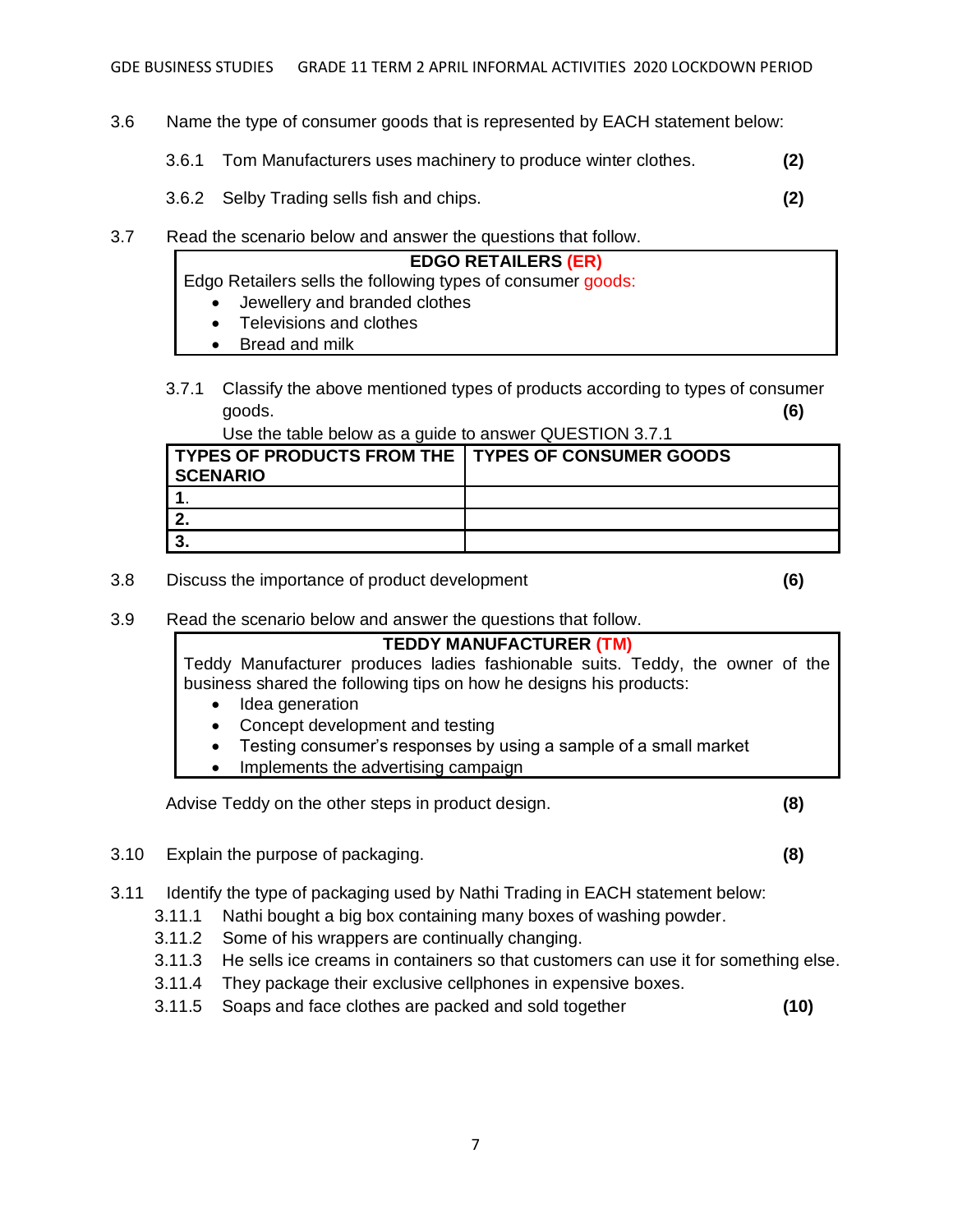3.6 Name the type of consumer goods that is represented by EACH statement below:

3.6.1 Tom Manufacturers uses machinery to produce winter clothes. **(2)**

3.6.2 Selby Trading sells fish and chips. **(2)**

3.7 Read the scenario below and answer the questions that follow.

**EDGO RETAILERS (ER)**

Edgo Retailers sells the following types of consumer goods:

- Jewellery and branded clothes
- Televisions and clothes
- Bread and milk

3.7.1 Classify the above mentioned types of products according to types of consumer goods. **(6)**

Use the table below as a guide to answer QUESTION 3.7.1

| TYPES OF PRODUCTS FROM THE SCENARIO | TYPES OF CONSUMER GOODS |
|---|---|
| **1.** | |
| **2.** | |
| **3.** | |

3.8 Discuss the importance of product development **(6)**

3.9 Read the scenario below and answer the questions that follow.

**TEDDY MANUFACTURER (TM)**

Teddy Manufacturer produces ladies fashionable suits. Teddy, the owner of the business shared the following tips on how he designs his products:

- Idea generation
- Concept development and testing
- Testing consumer's responses by using a sample of a small market
- Implements the advertising campaign

Advise Teddy on the other steps in product design. **(8)**

3.10 Explain the purpose of packaging. **(8)**

3.11 Identify the type of packaging used by Nathi Trading in EACH statement below:

3.11.1 Nathi bought a big box containing many boxes of washing powder.

3.11.2 Some of his wrappers are continually changing.

3.11.3 He sells ice creams in containers so that customers can use it for something else.

3.11.4 They package their exclusive cellphones in expensive boxes.

3.11.5 Soaps and face clothes are packed and sold together **(10)**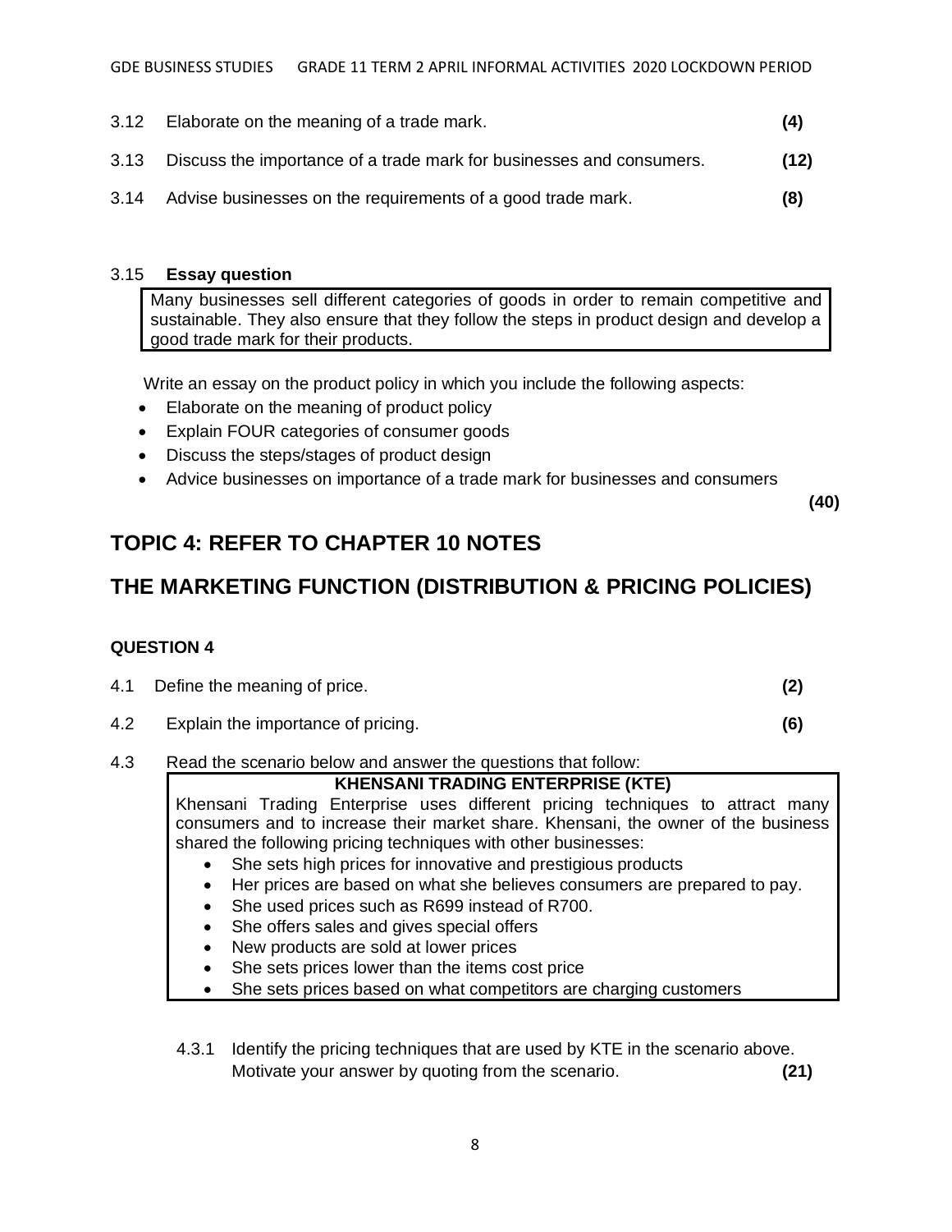3.12 Elaborate on the meaning of a trade mark. **(4)**

3.13 Discuss the importance of a trade mark for businesses and consumers. **(12)**

3.14 Advise businesses on the requirements of a good trade mark. **(8)**

3.15 **Essay question**

> Many businesses sell different categories of goods in order to remain competitive and sustainable. They also ensure that they follow the steps in product design and develop a good trade mark for their products.

Write an essay on the product policy in which you include the following aspects:

- Elaborate on the meaning of product policy
- Explain FOUR categories of consumer goods
- Discuss the steps/stages of product design
- Advice businesses on importance of a trade mark for businesses and consumers

**(40)**

## TOPIC 4: REFER TO CHAPTER 10 NOTES

## THE MARKETING FUNCTION (DISTRIBUTION & PRICING POLICIES)

### QUESTION 4

4.1 Define the meaning of price. **(2)**

4.2 Explain the importance of pricing. **(6)**

4.3 Read the scenario below and answer the questions that follow:

> **KHENSANI TRADING ENTERPRISE (KTE)**
>
> Khensani Trading Enterprise uses different pricing techniques to attract many consumers and to increase their market share. Khensani, the owner of the business shared the following pricing techniques with other businesses:
>
> - She sets high prices for innovative and prestigious products
> - Her prices are based on what she believes consumers are prepared to pay.
> - She used prices such as R699 instead of R700.
> - She offers sales and gives special offers
> - New products are sold at lower prices
> - She sets prices lower than the items cost price
> - She sets prices based on what competitors are charging customers

4.3.1 Identify the pricing techniques that are used by KTE in the scenario above. Motivate your answer by quoting from the scenario. **(21)**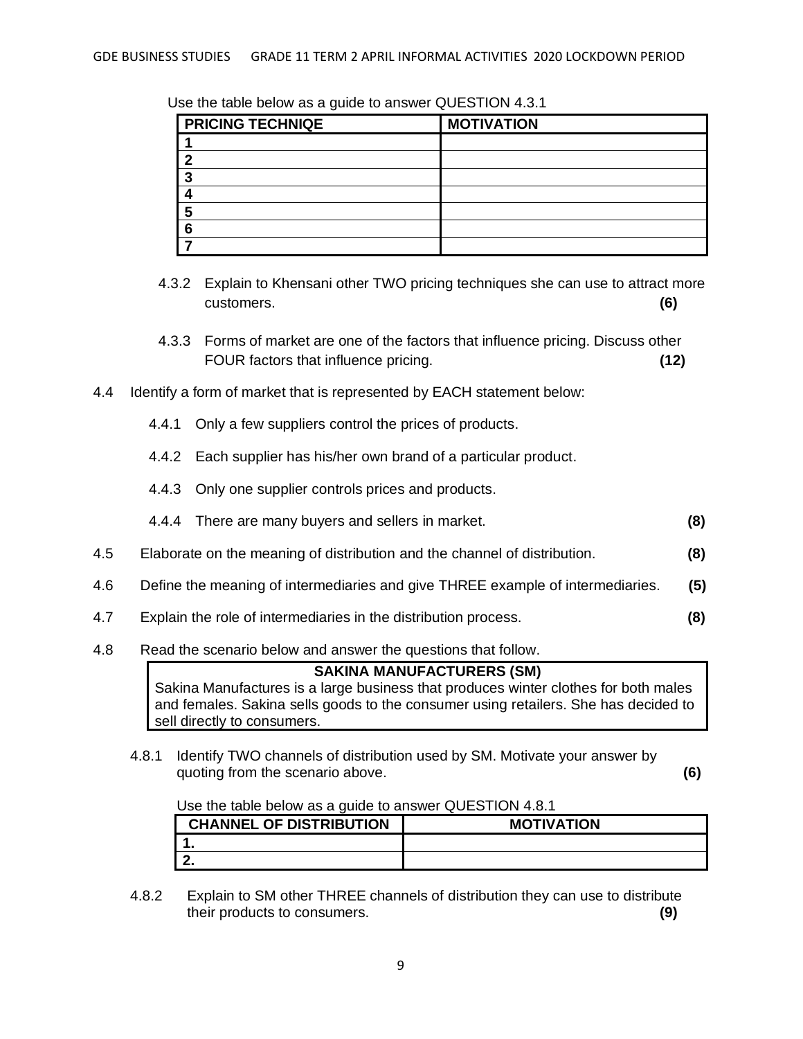Use the table below as a guide to answer QUESTION 4.3.1

| PRICING TECHNIQE | MOTIVATION |
|---|---|
| 1 | |
| 2 | |
| 3 | |
| 4 | |
| 5 | |
| 6 | |
| 7 | |

4.3.2 Explain to Khensani other TWO pricing techniques she can use to attract more customers. **(6)**

4.3.3 Forms of market are one of the factors that influence pricing. Discuss other FOUR factors that influence pricing. **(12)**

4.4 Identify a form of market that is represented by EACH statement below:

4.4.1 Only a few suppliers control the prices of products.

4.4.2 Each supplier has his/her own brand of a particular product.

4.4.3 Only one supplier controls prices and products.

4.4.4 There are many buyers and sellers in market. **(8)**

4.5 Elaborate on the meaning of distribution and the channel of distribution. **(8)**

4.6 Define the meaning of intermediaries and give THREE example of intermediaries. **(5)**

4.7 Explain the role of intermediaries in the distribution process. **(8)**

4.8 Read the scenario below and answer the questions that follow.

**SAKINA MANUFACTURERS (SM)**

Sakina Manufactures is a large business that produces winter clothes for both males and females. Sakina sells goods to the consumer using retailers. She has decided to sell directly to consumers.

4.8.1 Identify TWO channels of distribution used by SM. Motivate your answer by quoting from the scenario above. **(6)**

Use the table below as a guide to answer QUESTION 4.8.1

| CHANNEL OF DISTRIBUTION | MOTIVATION |
|---|---|
| 1. | |
| 2. | |

4.8.2 Explain to SM other THREE channels of distribution they can use to distribute their products to consumers. **(9)**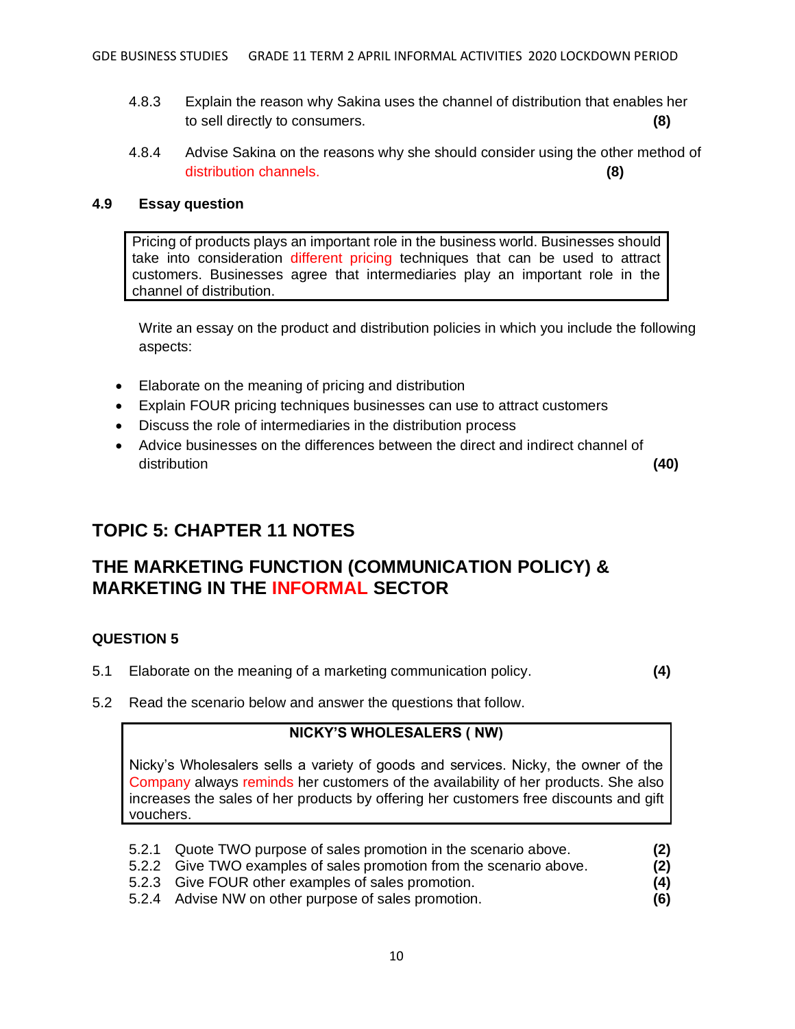4.8.3 Explain the reason why Sakina uses the channel of distribution that enables her to sell directly to consumers. **(8)**

4.8.4 Advise Sakina on the reasons why she should consider using the other method of distribution channels. **(8)**

**4.9 Essay question**

> Pricing of products plays an important role in the business world. Businesses should take into consideration different pricing techniques that can be used to attract customers. Businesses agree that intermediaries play an important role in the channel of distribution.

Write an essay on the product and distribution policies in which you include the following aspects:

- Elaborate on the meaning of pricing and distribution
- Explain FOUR pricing techniques businesses can use to attract customers
- Discuss the role of intermediaries in the distribution process
- Advice businesses on the differences between the direct and indirect channel of distribution **(40)**

## TOPIC 5: CHAPTER 11 NOTES

## THE MARKETING FUNCTION (COMMUNICATION POLICY) & MARKETING IN THE INFORMAL SECTOR

**QUESTION 5**

5.1 Elaborate on the meaning of a marketing communication policy. **(4)**

5.2 Read the scenario below and answer the questions that follow.

> **NICKY'S WHOLESALERS ( NW)**
>
> Nicky's Wholesalers sells a variety of goods and services. Nicky, the owner of the Company always reminds her customers of the availability of her products. She also increases the sales of her products by offering her customers free discounts and gift vouchers.

5.2.1 Quote TWO purpose of sales promotion in the scenario above. **(2)**
5.2.2 Give TWO examples of sales promotion from the scenario above. **(2)**
5.2.3 Give FOUR other examples of sales promotion. **(4)**
5.2.4 Advise NW on other purpose of sales promotion. **(6)**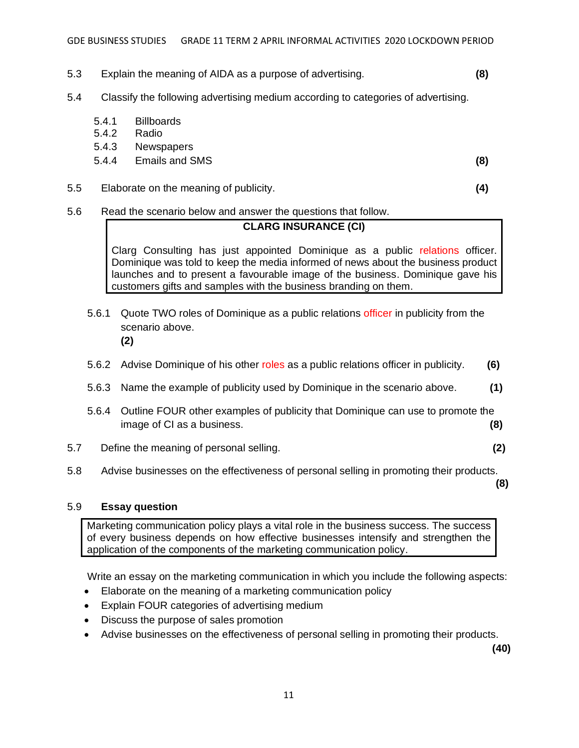5.3 Explain the meaning of AIDA as a purpose of advertising. **(8)**

5.4 Classify the following advertising medium according to categories of advertising.

5.4.1 Billboards
5.4.2 Radio
5.4.3 Newspapers
5.4.4 Emails and SMS **(8)**

5.5 Elaborate on the meaning of publicity. **(4)**

5.6 Read the scenario below and answer the questions that follow.

| **CLARG INSURANCE (CI)** |
| --- |
| Clarg Consulting has just appointed Dominique as a public relations officer. Dominique was told to keep the media informed of news about the business product launches and to present a favourable image of the business. Dominique gave his customers gifts and samples with the business branding on them. |

5.6.1 Quote TWO roles of Dominique as a public relations officer in publicity from the scenario above. **(2)**

5.6.2 Advise Dominique of his other roles as a public relations officer in publicity. **(6)**

5.6.3 Name the example of publicity used by Dominique in the scenario above. **(1)**

5.6.4 Outline FOUR other examples of publicity that Dominique can use to promote the image of CI as a business. **(8)**

5.7 Define the meaning of personal selling. **(2)**

5.8 Advise businesses on the effectiveness of personal selling in promoting their products. **(8)**

5.9 **Essay question**

| Marketing communication policy plays a vital role in the business success. The success of every business depends on how effective businesses intensify and strengthen the application of the components of the marketing communication policy. |
| --- |

Write an essay on the marketing communication in which you include the following aspects:

- Elaborate on the meaning of a marketing communication policy
- Explain FOUR categories of advertising medium
- Discuss the purpose of sales promotion
- Advise businesses on the effectiveness of personal selling in promoting their products.

**(40)**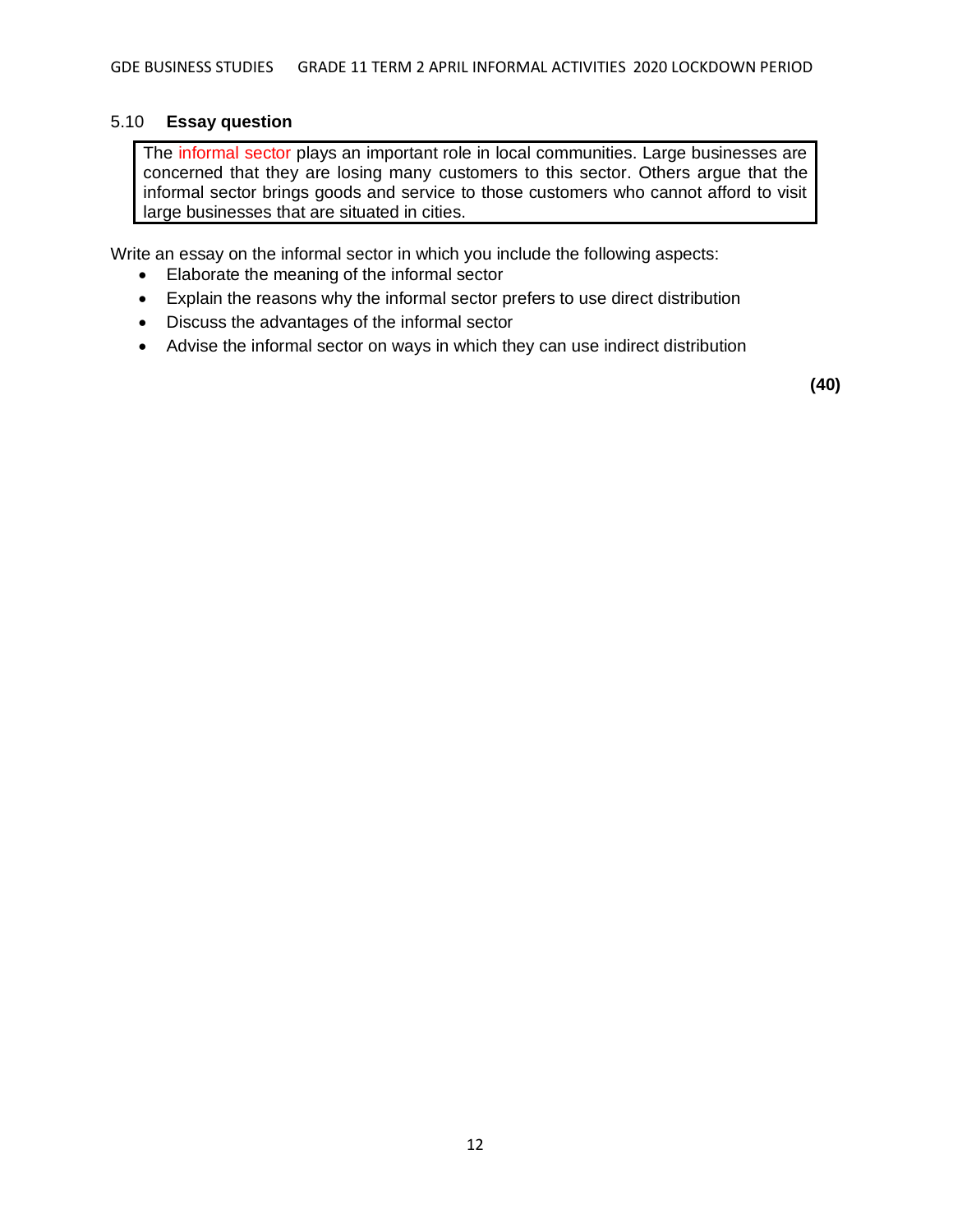5.10 **Essay question**

> The informal sector plays an important role in local communities. Large businesses are concerned that they are losing many customers to this sector. Others argue that the informal sector brings goods and service to those customers who cannot afford to visit large businesses that are situated in cities.

Write an essay on the informal sector in which you include the following aspects:

- Elaborate the meaning of the informal sector
- Explain the reasons why the informal sector prefers to use direct distribution
- Discuss the advantages of the informal sector
- Advise the informal sector on ways in which they can use indirect distribution

**(40)**